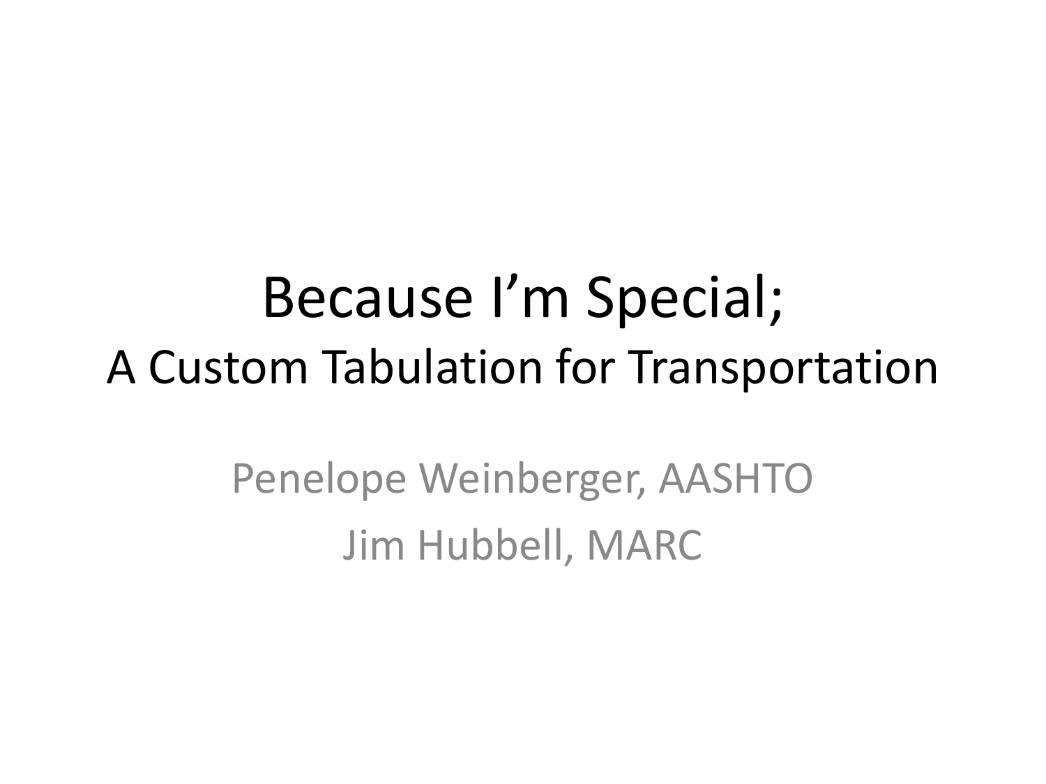# Because I'm Special;
## A Custom Tabulation for Transportation

Penelope Weinberger, AASHTO

Jim Hubbell, MARC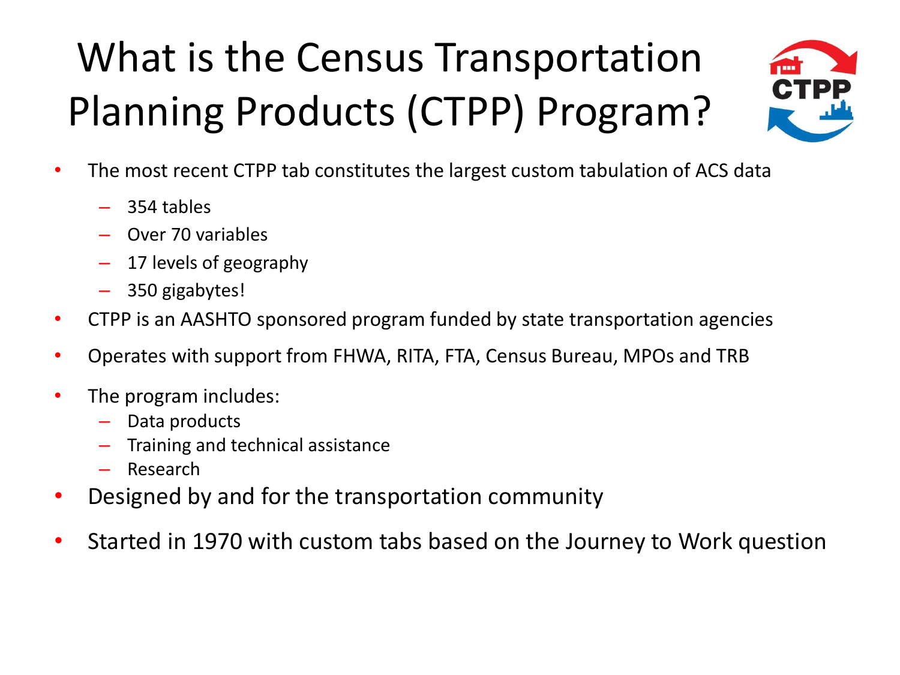# What is the Census Transportation Planning Products (CTPP) Program?

- The most recent CTPP tab constitutes the largest custom tabulation of ACS data
  - 354 tables
  - Over 70 variables
  - 17 levels of geography
  - 350 gigabytes!
- CTPP is an AASHTO sponsored program funded by state transportation agencies
- Operates with support from FHWA, RITA, FTA, Census Bureau, MPOs and TRB
- The program includes:
  - Data products
  - Training and technical assistance
  - Research
- Designed by and for the transportation community
- Started in 1970 with custom tabs based on the Journey to Work question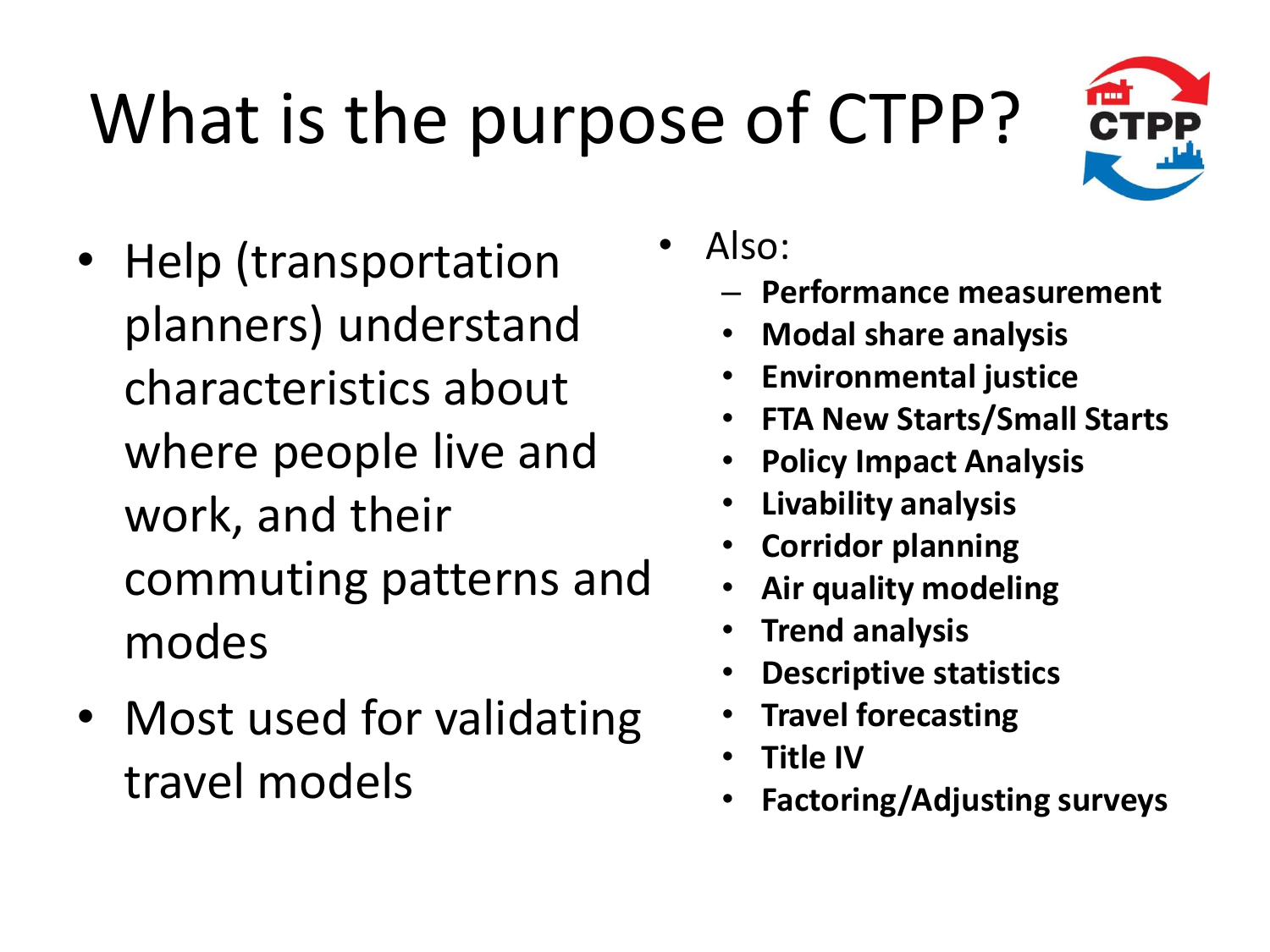# What is the purpose of CTPP?

- Help (transportation planners) understand characteristics about where people live and work, and their commuting patterns and modes
- Most used for validating travel models

- Also:
  - **Performance measurement**
  - **Modal share analysis**
  - **Environmental justice**
  - **FTA New Starts/Small Starts**
  - **Policy Impact Analysis**
  - **Livability analysis**
  - **Corridor planning**
  - **Air quality modeling**
  - **Trend analysis**
  - **Descriptive statistics**
  - **Travel forecasting**
  - **Title IV**
  - **Factoring/Adjusting surveys**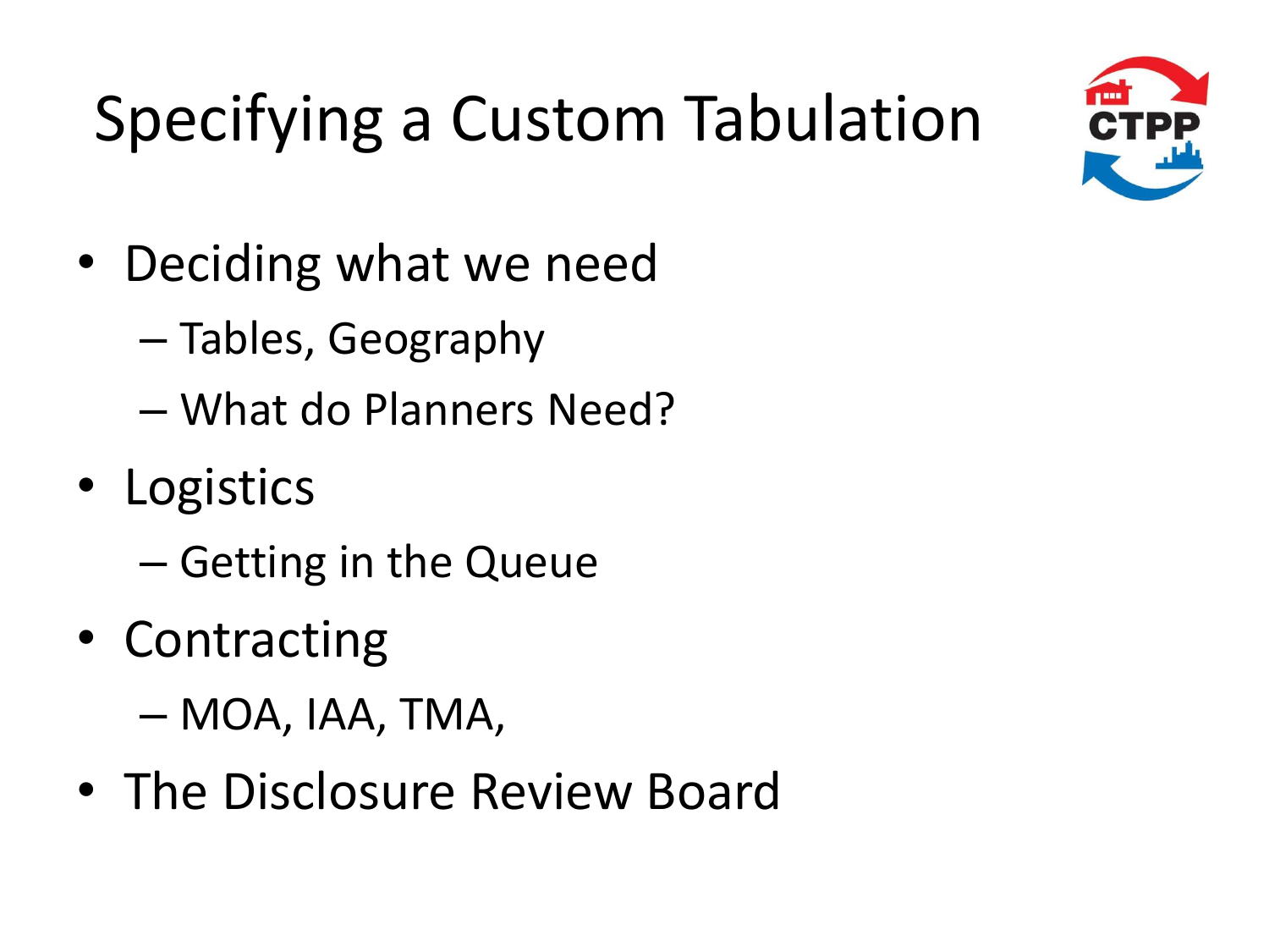# Specifying a Custom Tabulation

- Deciding what we need
  - Tables, Geography
  - What do Planners Need?
- Logistics
  - Getting in the Queue
- Contracting
  - MOA, IAA, TMA,
- The Disclosure Review Board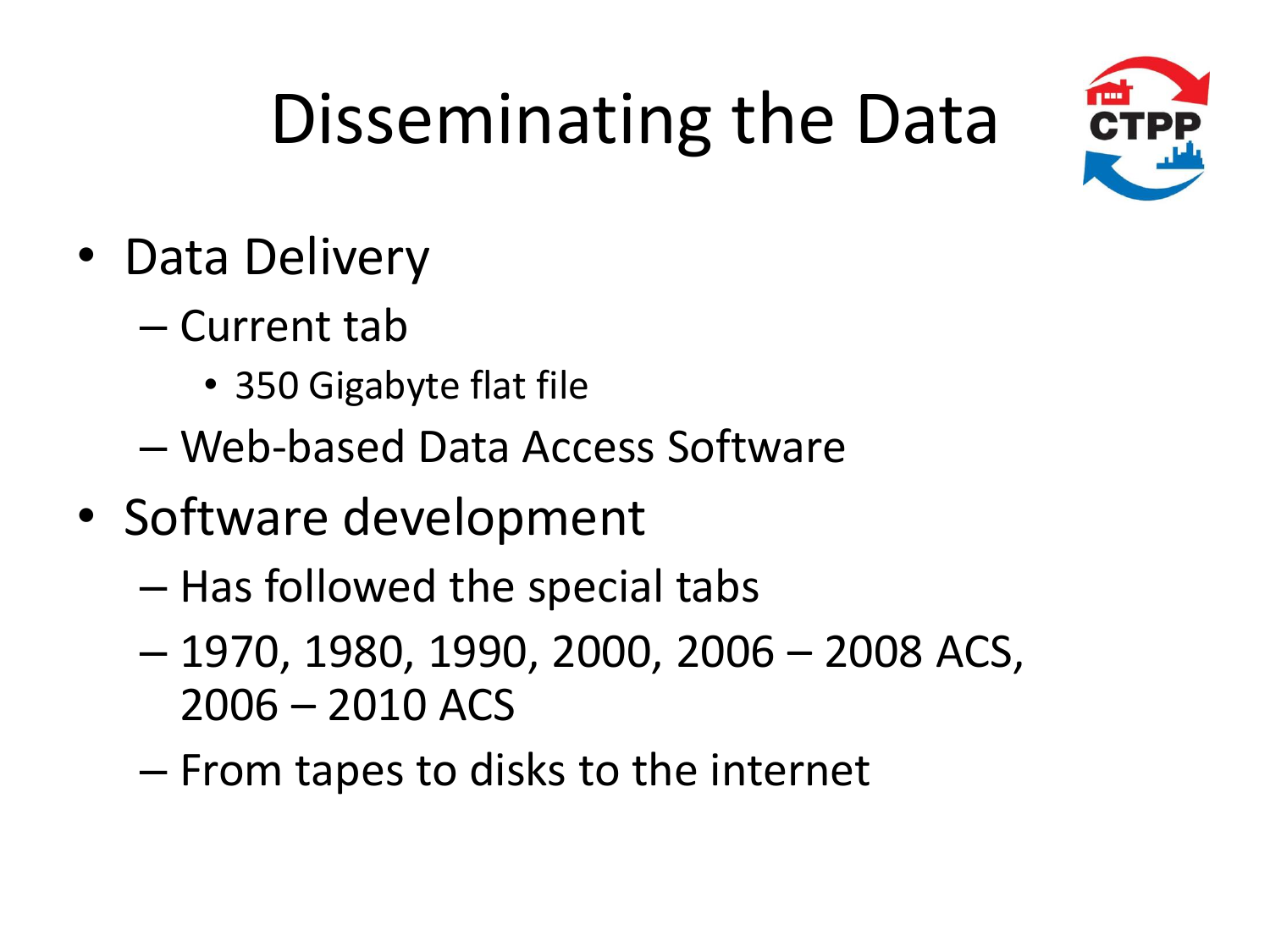# Dissemination the Data

- Data Delivery
  - Current tab
    - 350 Gigabyte flat file
  - Web-based Data Access Software
- Software development
  - Has followed the special tabs
  - 1970, 1980, 1990, 2000, 2006 – 2008 ACS, 2006 – 2010 ACS
  - From tapes to disks to the internet

# Disseminating the Data

- Data Delivery
  - Current tab
    - 350 Gigabyte flat file
  - Web-based Data Access Software
- Software development
  - Has followed the special tabs
  - 1970, 1980, 1990, 2000, 2006 – 2008 ACS, 2006 – 2010 ACS
  - From tapes to disks to the internet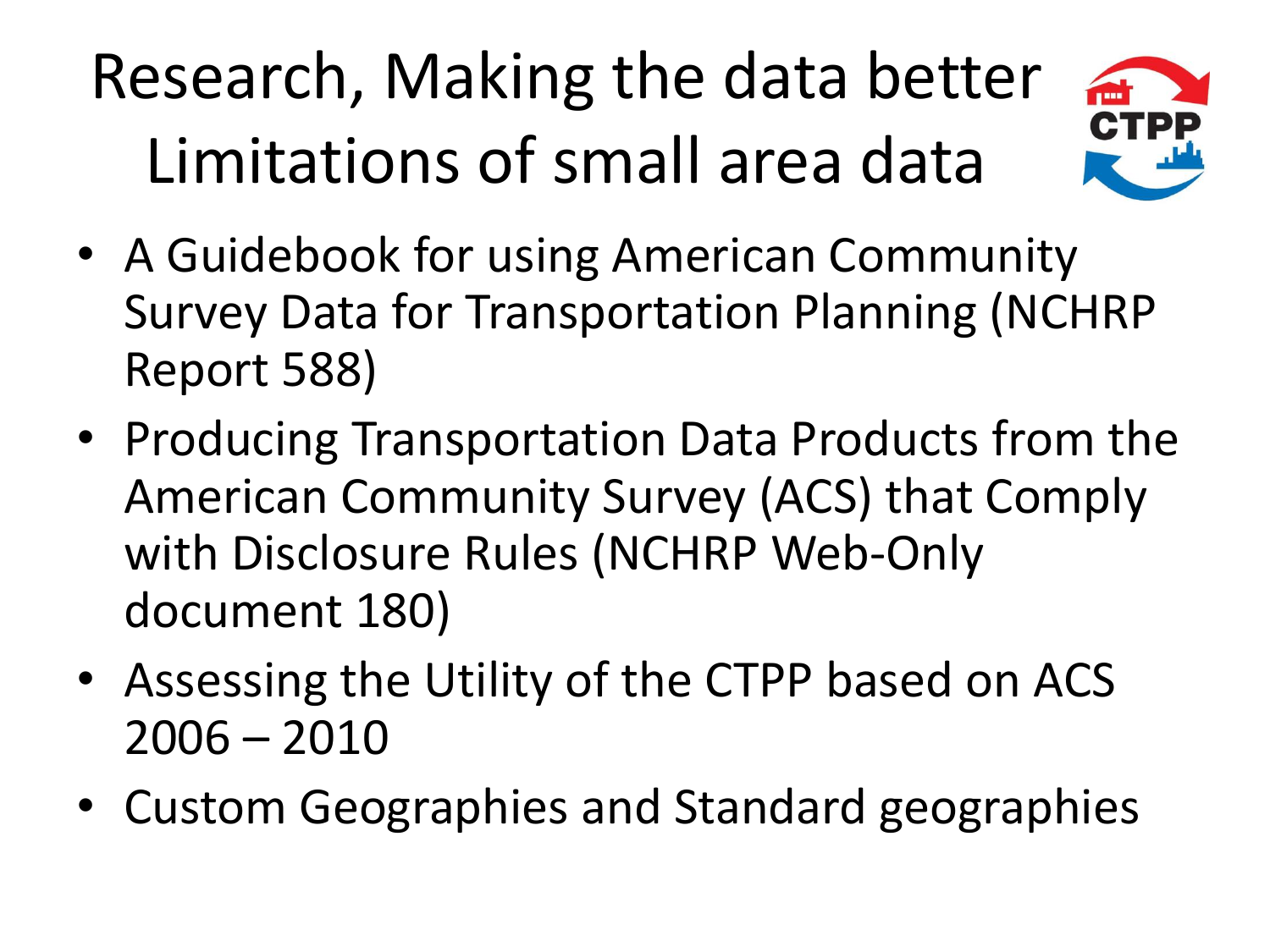# Research, Making the data better
# Limitations of small area data

- A Guidebook for using American Community Survey Data for Transportation Planning (NCHRP Report 588)
- Producing Transportation Data Products from the American Community Survey (ACS) that Comply with Disclosure Rules (NCHRP Web-Only document 180)
- Assessing the Utility of the CTPP based on ACS 2006 – 2010
- Custom Geographies and Standard geographies